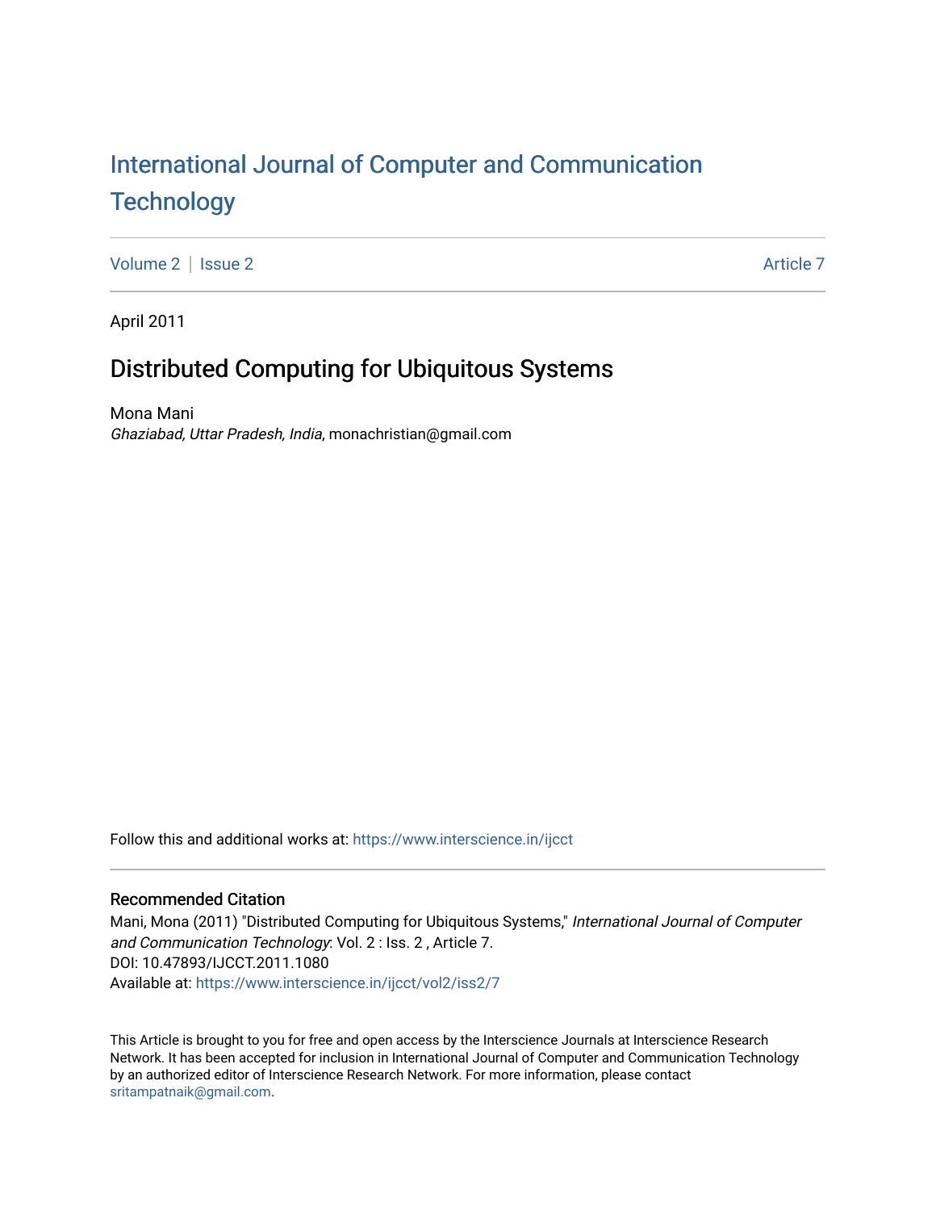# International Journal of Computer and Communication Technology

Volume 2 | Issue 2 Article 7

April 2011

## Distributed Computing for Ubiquitous Systems

Mona Mani
*Ghaziabad, Uttar Pradesh, India*, monachristian@gmail.com

Follow this and additional works at: https://www.interscience.in/ijcct

### Recommended Citation

Mani, Mona (2011) "Distributed Computing for Ubiquitous Systems," *International Journal of Computer and Communication Technology*: Vol. 2 : Iss. 2 , Article 7.
DOI: 10.47893/IJCCT.2011.1080
Available at: https://www.interscience.in/ijcct/vol2/iss2/7

This Article is brought to you for free and open access by the Interscience Journals at Interscience Research Network. It has been accepted for inclusion in International Journal of Computer and Communication Technology by an authorized editor of Interscience Research Network. For more information, please contact sritampatnaik@gmail.com.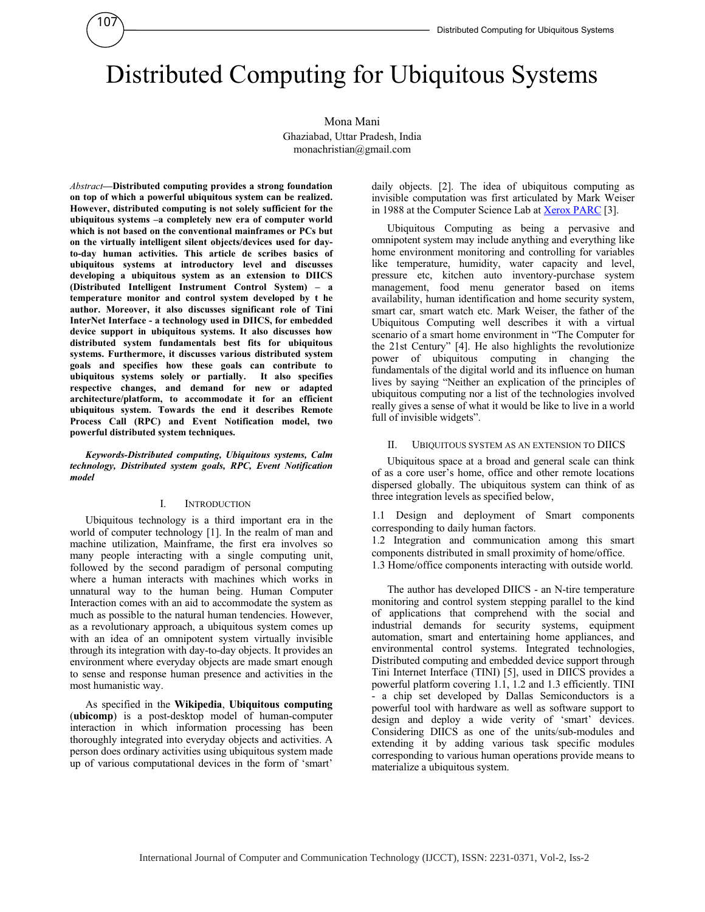# Distributed Computing for Ubiquitous Systems

Mona Mani
Ghaziabad, Uttar Pradesh, India
monachristian@gmail.com

*Abstract*—**Distributed computing provides a strong foundation on top of which a powerful ubiquitous system can be realized. However, distributed computing is not solely sufficient for the ubiquitous systems –a completely new era of computer world which is not based on the conventional mainframes or PCs but on the virtually intelligent silent objects/devices used for day-to-day human activities. This article de scribes basics of ubiquitous systems at introductory level and discusses developing a ubiquitous system as an extension to DIICS (Distributed Intelligent Instrument Control System) – a temperature monitor and control system developed by t he author. Moreover, it also discusses significant role of Tini InterNet Interface - a technology used in DIICS, for embedded device support in ubiquitous systems. It also discusses how distributed system fundamentals best fits for ubiquitous systems. Furthermore, it discusses various distributed system goals and specifies how these goals can contribute to ubiquitous systems solely or partially. It also specifies respective changes, and demand for new or adapted architecture/platform, to accommodate it for an efficient ubiquitous system. Towards the end it describes Remote Process Call (RPC) and Event Notification model, two powerful distributed system techniques.**

***Keywords-Distributed computing, Ubiquitous systems, Calm technology, Distributed system goals, RPC, Event Notification model***

## I. Introduction

Ubiquitous technology is a third important era in the world of computer technology [1]. In the realm of man and machine utilization, Mainframe, the first era involves so many people interacting with a single computing unit, followed by the second paradigm of personal computing where a human interacts with machines which works in unnatural way to the human being. Human Computer Interaction comes with an aid to accommodate the system as much as possible to the natural human tendencies. However, as a revolutionary approach, a ubiquitous system comes up with an idea of an omnipotent system virtually invisible through its integration with day-to-day objects. It provides an environment where everyday objects are made smart enough to sense and response human presence and activities in the most humanistic way.

As specified in the **Wikipedia**, **Ubiquitous computing** (**ubicomp**) is a post-desktop model of human-computer interaction in which information processing has been thoroughly integrated into everyday objects and activities. A person does ordinary activities using ubiquitous system made up of various computational devices in the form of 'smart' daily objects. [2]. The idea of ubiquitous computing as invisible computation was first articulated by Mark Weiser in 1988 at the Computer Science Lab at Xerox PARC [3].

Ubiquitous Computing as being a pervasive and omnipotent system may include anything and everything like home environment monitoring and controlling for variables like temperature, humidity, water capacity and level, pressure etc, kitchen auto inventory-purchase system management, food menu generator based on items availability, human identification and home security system, smart car, smart watch etc. Mark Weiser, the father of the Ubiquitous Computing well describes it with a virtual scenario of a smart home environment in "The Computer for the 21st Century" [4]. He also highlights the revolutionize power of ubiquitous computing in changing the fundamentals of the digital world and its influence on human lives by saying "Neither an explication of the principles of ubiquitous computing nor a list of the technologies involved really gives a sense of what it would be like to live in a world full of invisible widgets".

## II. Ubiquitous System as an Extension to DIICS

Ubiquitous space at a broad and general scale can think of as a core user's home, office and other remote locations dispersed globally. The ubiquitous system can think of as three integration levels as specified below,

1.1 Design and deployment of Smart components corresponding to daily human factors.
1.2 Integration and communication among this smart components distributed in small proximity of home/office.
1.3 Home/office components interacting with outside world.

The author has developed DIICS - an N-tire temperature monitoring and control system stepping parallel to the kind of applications that comprehend with the social and industrial demands for security systems, equipment automation, smart and entertaining home appliances, and environmental control systems. Integrated technologies, Distributed computing and embedded device support through Tini Internet Interface (TINI) [5], used in DIICS provides a powerful platform covering 1.1, 1.2 and 1.3 efficiently. TINI - a chip set developed by Dallas Semiconductors is a powerful tool with hardware as well as software support to design and deploy a wide verity of 'smart' devices. Considering DIICS as one of the units/sub-modules and extending it by adding various task specific modules corresponding to various human operations provide means to materialize a ubiquitous system.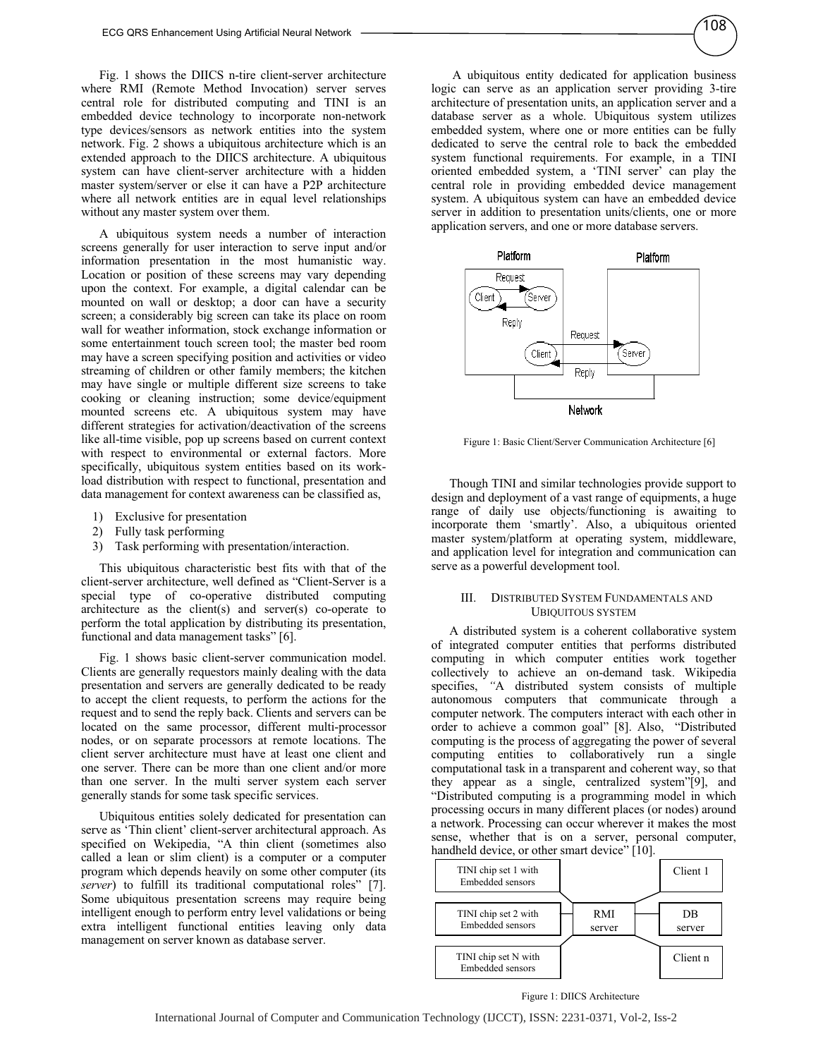Fig. 1 shows the DIICS n-tire client-server architecture where RMI (Remote Method Invocation) server serves central role for distributed computing and TINI is an embedded device technology to incorporate non-network type devices/sensors as network entities into the system network. Fig. 2 shows a ubiquitous architecture which is an extended approach to the DIICS architecture. A ubiquitous system can have client-server architecture with a hidden master system/server or else it can have a P2P architecture where all network entities are in equal level relationships without any master system over them.

A ubiquitous system needs a number of interaction screens generally for user interaction to serve input and/or information presentation in the most humanistic way. Location or position of these screens may vary depending upon the context. For example, a digital calendar can be mounted on wall or desktop; a door can have a security screen; a considerably big screen can take its place on room wall for weather information, stock exchange information or some entertainment touch screen tool; the master bed room may have a screen specifying position and activities or video streaming of children or other family members; the kitchen may have single or multiple different size screens to take cooking or cleaning instruction; some device/equipment mounted screens etc. A ubiquitous system may have different strategies for activation/deactivation of the screens like all-time visible, pop up screens based on current context with respect to environmental or external factors. More specifically, ubiquitous system entities based on its work-load distribution with respect to functional, presentation and data management for context awareness can be classified as,

1) Exclusive for presentation
2) Fully task performing
3) Task performing with presentation/interaction.

This ubiquitous characteristic best fits with that of the client-server architecture, well defined as "Client-Server is a special type of co-operative distributed computing architecture as the client(s) and server(s) co-operate to perform the total application by distributing its presentation, functional and data management tasks" [6].

Fig. 1 shows basic client-server communication model. Clients are generally requestors mainly dealing with the data presentation and servers are generally dedicated to be ready to accept the client requests, to perform the actions for the request and to send the reply back. Clients and servers can be located on the same processor, different multi-processor nodes, or on separate processors at remote locations. The client server architecture must have at least one client and one server. There can be more than one client and/or more than one server. In the multi server system each server generally stands for some task specific services.

Ubiquitous entities solely dedicated for presentation can serve as 'Thin client' client-server architectural approach. As specified on Wekipedia, "A thin client (sometimes also called a lean or slim client) is a computer or a computer program which depends heavily on some other computer (its *server*) to fulfill its traditional computational roles" [7]. Some ubiquitous presentation screens may require being intelligent enough to perform entry level validations or being extra intelligent functional entities leaving only data management on server known as database server.

A ubiquitous entity dedicated for application business logic can serve as an application server providing 3-tire architecture of presentation units, an application server and a database server as a whole. Ubiquitous system utilizes embedded system, where one or more entities can be fully dedicated to serve the central role to back the embedded system functional requirements. For example, in a TINI oriented embedded system, a 'TINI server' can play the central role in providing embedded device management system. A ubiquitous system can have an embedded device server in addition to presentation units/clients, one or more application servers, and one or more database servers.

Figure 1: Basic Client/Server Communication Architecture [6]

Though TINI and similar technologies provide support to design and deployment of a vast range of equipments, a huge range of daily use objects/functioning is awaiting to incorporate them 'smartly'. Also, a ubiquitous oriented master system/platform at operating system, middleware, and application level for integration and communication can serve as a powerful development tool.

## III. Distributed System Fundamentals and Ubiquitous System

A distributed system is a coherent collaborative system of integrated computer entities that performs distributed computing in which computer entities work together collectively to achieve an on-demand task. Wikipedia specifies, "A distributed system consists of multiple autonomous computers that communicate through a computer network. The computers interact with each other in order to achieve a common goal" [8]. Also, "Distributed computing is the process of aggregating the power of several computing entities to collaboratively run a single computational task in a transparent and coherent way, so that they appear as a single, centralized system"[9], and "Distributed computing is a programming model in which processing occurs in many different places (or nodes) around a network. Processing can occur wherever it makes the most sense, whether that is on a server, personal computer, handheld device, or other smart device" [10].

Figure 1: DIICS Architecture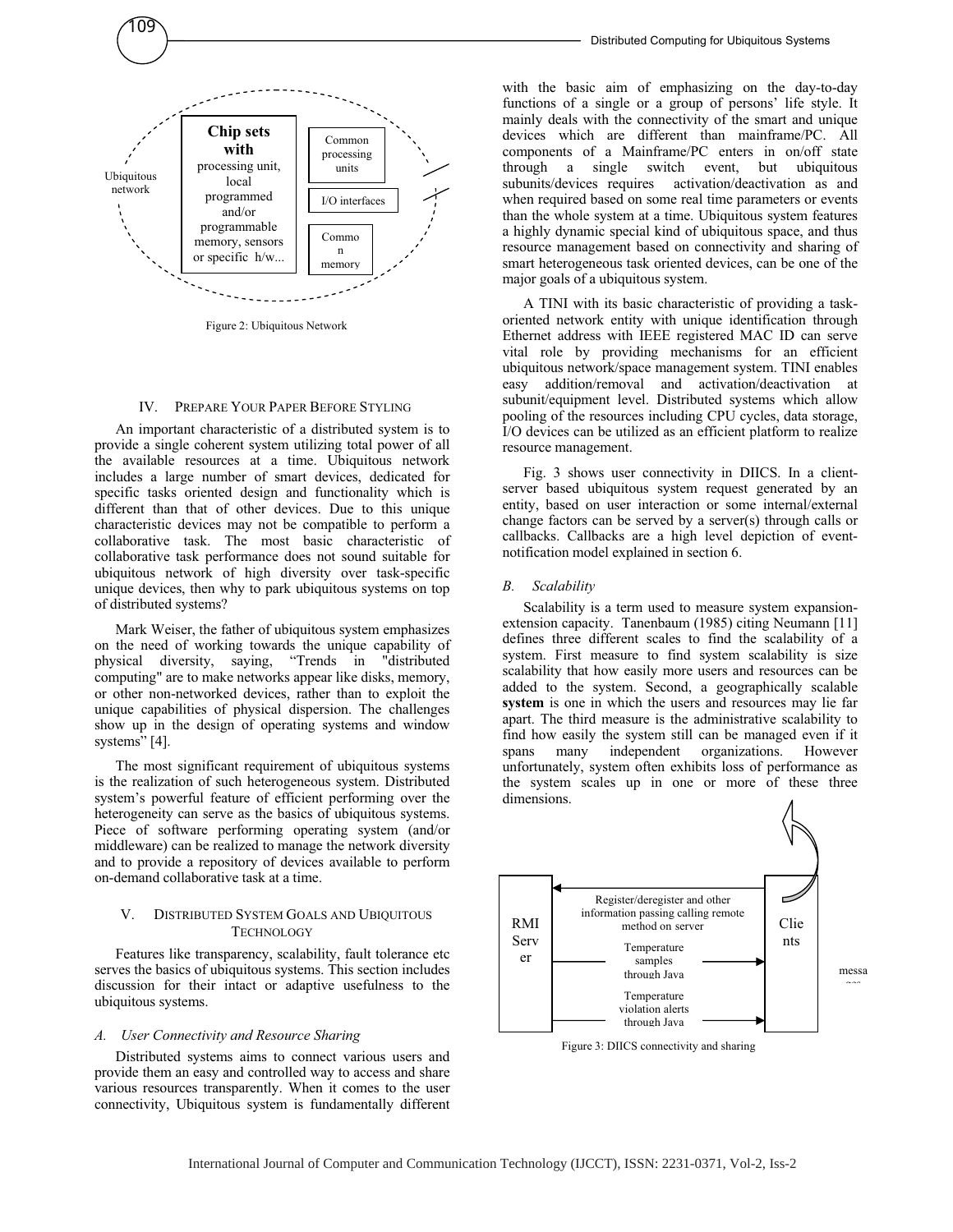Figure 2: Ubiquitous Network

## IV. PREPARE YOUR PAPER BEFORE STYLING

An important characteristic of a distributed system is to provide a single coherent system utilizing total power of all the available resources at a time. Ubiquitous network includes a large number of smart devices, dedicated for specific tasks oriented design and functionality which is different than that of other devices. Due to this unique characteristic devices may not be compatible to perform a collaborative task. The most basic characteristic of collaborative task performance does not sound suitable for ubiquitous network of high diversity over task-specific unique devices, then why to park ubiquitous systems on top of distributed systems?

Mark Weiser, the father of ubiquitous system emphasizes on the need of working towards the unique capability of physical diversity, saying, "Trends in "distributed computing" are to make networks appear like disks, memory, or other non-networked devices, rather than to exploit the unique capabilities of physical dispersion. The challenges show up in the design of operating systems and window systems" [4].

The most significant requirement of ubiquitous systems is the realization of such heterogeneous system. Distributed system's powerful feature of efficient performing over the heterogeneity can serve as the basics of ubiquitous systems. Piece of software performing operating system (and/or middleware) can be realized to manage the network diversity and to provide a repository of devices available to perform on-demand collaborative task at a time.

## V. DISTRIBUTED SYSTEM GOALS AND UBIQUITOUS TECHNOLOGY

Features like transparency, scalability, fault tolerance etc serves the basics of ubiquitous systems. This section includes discussion for their intact or adaptive usefulness to the ubiquitous systems.

### *A. User Connectivity and Resource Sharing*

Distributed systems aims to connect various users and provide them an easy and controlled way to access and share various resources transparently. When it comes to the user connectivity, Ubiquitous system is fundamentally different with the basic aim of emphasizing on the day-to-day functions of a single or a group of persons' life style. It mainly deals with the connectivity of the smart and unique devices which are different than mainframe/PC. All components of a Mainframe/PC enters in on/off state through a single switch event, but ubiquitous subunits/devices requires activation/deactivation as and when required based on some real time parameters or events than the whole system at a time. Ubiquitous system features a highly dynamic special kind of ubiquitous space, and thus resource management based on connectivity and sharing of smart heterogeneous task oriented devices, can be one of the major goals of a ubiquitous system.

A TINI with its basic characteristic of providing a task-oriented network entity with unique identification through Ethernet address with IEEE registered MAC ID can serve vital role by providing mechanisms for an efficient ubiquitous network/space management system. TINI enables easy addition/removal and activation/deactivation at subunit/equipment level. Distributed systems which allow pooling of the resources including CPU cycles, data storage, I/O devices can be utilized as an efficient platform to realize resource management.

Fig. 3 shows user connectivity in DIICS. In a client-server based ubiquitous system request generated by an entity, based on user interaction or some internal/external change factors can be served by a server(s) through calls or callbacks. Callbacks are a high level depiction of event-notification model explained in section 6.

### *B. Scalability*

Scalability is a term used to measure system expansion-extension capacity. Tanenbaum (1985) citing Neumann [11] defines three different scales to find the scalability of a system. First measure to find system scalability is size scalability that how easily more users and resources can be added to the system. Second, a geographically scalable **system** is one in which the users and resources may lie far apart. The third measure is the administrative scalability to find how easily the system still can be managed even if it spans many independent organizations. However unfortunately, system often exhibits loss of performance as the system scales up in one or more of these three dimensions.

Figure 3: DIICS connectivity and sharing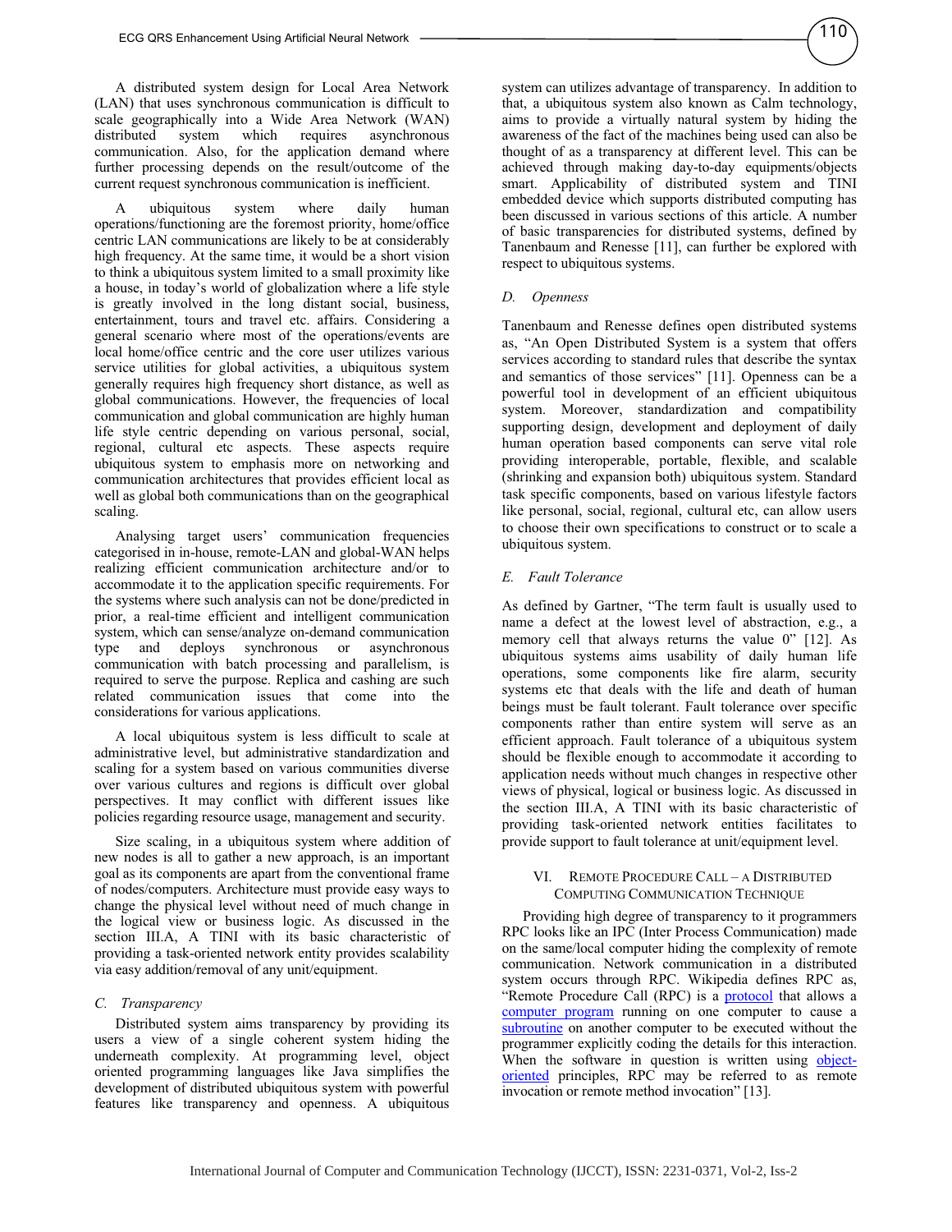A distributed system design for Local Area Network (LAN) that uses synchronous communication is difficult to scale geographically into a Wide Area Network (WAN) distributed system which requires asynchronous communication. Also, for the application demand where further processing depends on the result/outcome of the current request synchronous communication is inefficient.

A ubiquitous system where daily human operations/functioning are the foremost priority, home/office centric LAN communications are likely to be at considerably high frequency. At the same time, it would be a short vision to think a ubiquitous system limited to a small proximity like a house, in today's world of globalization where a life style is greatly involved in the long distant social, business, entertainment, tours and travel etc. affairs. Considering a general scenario where most of the operations/events are local home/office centric and the core user utilizes various service utilities for global activities, a ubiquitous system generally requires high frequency short distance, as well as global communications. However, the frequencies of local communication and global communication are highly human life style centric depending on various personal, social, regional, cultural etc aspects. These aspects require ubiquitous system to emphasis more on networking and communication architectures that provides efficient local as well as global both communications than on the geographical scaling.

Analysing target users' communication frequencies categorised in in-house, remote-LAN and global-WAN helps realizing efficient communication architecture and/or to accommodate it to the application specific requirements. For the systems where such analysis can not be done/predicted in prior, a real-time efficient and intelligent communication system, which can sense/analyze on-demand communication type and deploys synchronous or asynchronous communication with batch processing and parallelism, is required to serve the purpose. Replica and cashing are such related communication issues that come into the considerations for various applications.

A local ubiquitous system is less difficult to scale at administrative level, but administrative standardization and scaling for a system based on various communities diverse over various cultures and regions is difficult over global perspectives. It may conflict with different issues like policies regarding resource usage, management and security.

Size scaling, in a ubiquitous system where addition of new nodes is all to gather a new approach, is an important goal as its components are apart from the conventional frame of nodes/computers. Architecture must provide easy ways to change the physical level without need of much change in the logical view or business logic. As discussed in the section III.A, A TINI with its basic characteristic of providing a task-oriented network entity provides scalability via easy addition/removal of any unit/equipment.

### *C. Transparency*

Distributed system aims transparency by providing its users a view of a single coherent system hiding the underneath complexity. At programming level, object oriented programming languages like Java simplifies the development of distributed ubiquitous system with powerful features like transparency and openness. A ubiquitous system can utilizes advantage of transparency. In addition to that, a ubiquitous system also known as Calm technology, aims to provide a virtually natural system by hiding the awareness of the fact of the machines being used can also be thought of as a transparency at different level. This can be achieved through making day-to-day equipments/objects smart. Applicability of distributed system and TINI embedded device which supports distributed computing has been discussed in various sections of this article. A number of basic transparencies for distributed systems, defined by Tanenbaum and Renesse [11], can further be explored with respect to ubiquitous systems.

### *D. Openness*

Tanenbaum and Renesse defines open distributed systems as, "An Open Distributed System is a system that offers services according to standard rules that describe the syntax and semantics of those services" [11]. Openness can be a powerful tool in development of an efficient ubiquitous system. Moreover, standardization and compatibility supporting design, development and deployment of daily human operation based components can serve vital role providing interoperable, portable, flexible, and scalable (shrinking and expansion both) ubiquitous system. Standard task specific components, based on various lifestyle factors like personal, social, regional, cultural etc, can allow users to choose their own specifications to construct or to scale a ubiquitous system.

### *E. Fault Tolerance*

As defined by Gartner, "The term fault is usually used to name a defect at the lowest level of abstraction, e.g., a memory cell that always returns the value 0" [12]. As ubiquitous systems aims usability of daily human life operations, some components like fire alarm, security systems etc that deals with the life and death of human beings must be fault tolerant. Fault tolerance over specific components rather than entire system will serve as an efficient approach. Fault tolerance of a ubiquitous system should be flexible enough to accommodate it according to application needs without much changes in respective other views of physical, logical or business logic. As discussed in the section III.A, A TINI with its basic characteristic of providing task-oriented network entities facilitates to provide support to fault tolerance at unit/equipment level.

## VI. Remote Procedure Call – A Distributed Computing Communication Technique

Providing high degree of transparency to it programmers RPC looks like an IPC (Inter Process Communication) made on the same/local computer hiding the complexity of remote communication. Network communication in a distributed system occurs through RPC. Wikipedia defines RPC as, "Remote Procedure Call (RPC) is a protocol that allows a computer program running on one computer to cause a subroutine on another computer to be executed without the programmer explicitly coding the details for this interaction. When the software in question is written using object-oriented principles, RPC may be referred to as remote invocation or remote method invocation" [13].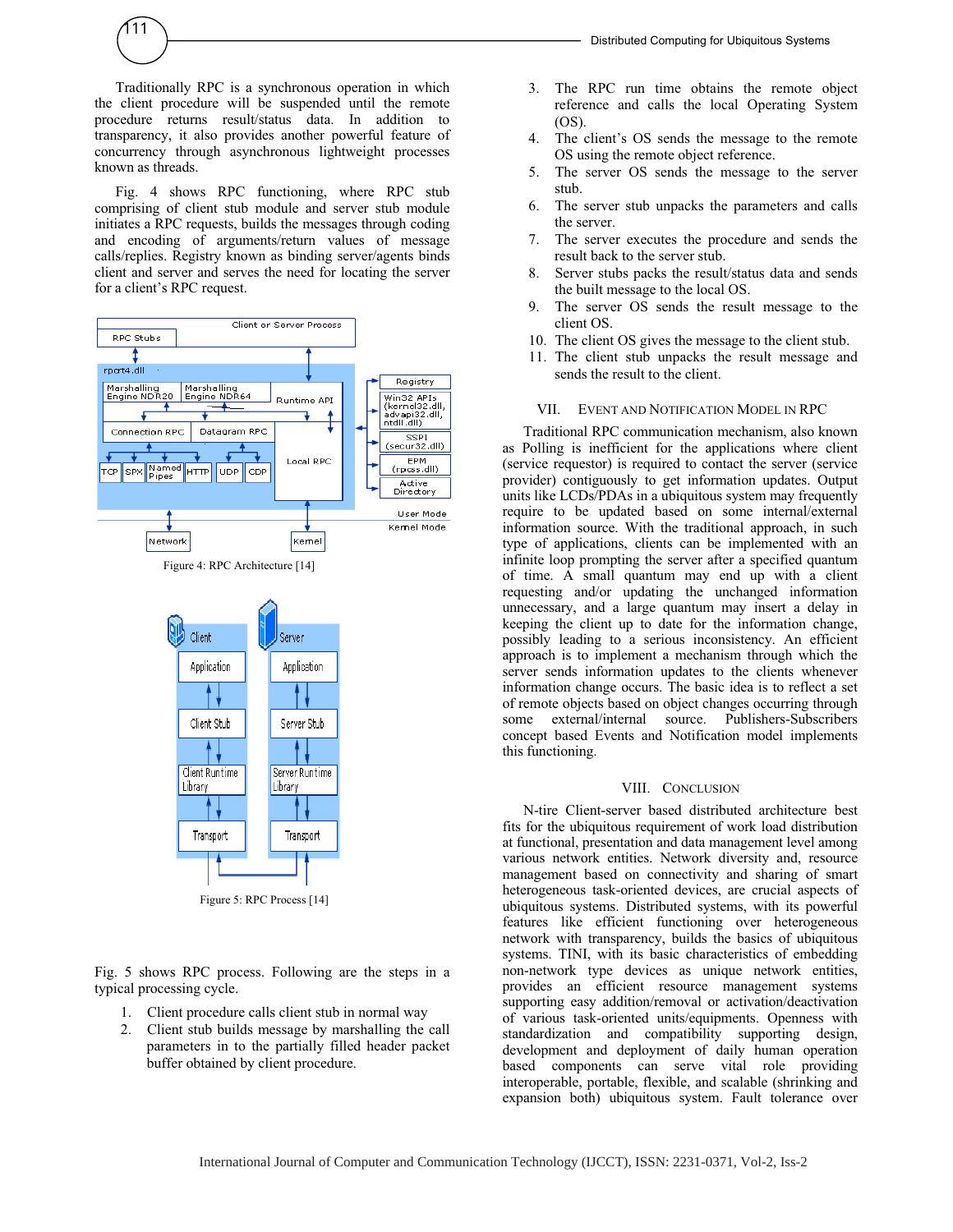Traditionally RPC is a synchronous operation in which the client procedure will be suspended until the remote procedure returns result/status data. In addition to transparency, it also provides another powerful feature of concurrency through asynchronous lightweight processes known as threads.

Fig. 4 shows RPC functioning, where RPC stub comprising of client stub module and server stub module initiates a RPC requests, builds the messages through coding and encoding of arguments/return values of message calls/replies. Registry known as binding server/agents binds client and server and serves the need for locating the server for a client's RPC request.

Figure 4: RPC Architecture [14]

Figure 5: RPC Process [14]

Fig. 5 shows RPC process. Following are the steps in a typical processing cycle.

1. Client procedure calls client stub in normal way
2. Client stub builds message by marshalling the call parameters in to the partially filled header packet buffer obtained by client procedure.
3. The RPC run time obtains the remote object reference and calls the local Operating System (OS).
4. The client's OS sends the message to the remote OS using the remote object reference.
5. The server OS sends the message to the server stub.
6. The server stub unpacks the parameters and calls the server.
7. The server executes the procedure and sends the result back to the server stub.
8. Server stubs packs the result/status data and sends the built message to the local OS.
9. The server OS sends the result message to the client OS.
10. The client OS gives the message to the client stub.
11. The client stub unpacks the result message and sends the result to the client.

## VII. Event and Notification Model in RPC

Traditional RPC communication mechanism, also known as Polling is inefficient for the applications where client (service requestor) is required to contact the server (service provider) contiguously to get information updates. Output units like LCDs/PDAs in a ubiquitous system may frequently require to be updated based on some internal/external information source. With the traditional approach, in such type of applications, clients can be implemented with an infinite loop prompting the server after a specified quantum of time. A small quantum may end up with a client requesting and/or updating the unchanged information unnecessary, and a large quantum may insert a delay in keeping the client up to date for the information change, possibly leading to a serious inconsistency. An efficient approach is to implement a mechanism through which the server sends information updates to the clients whenever information change occurs. The basic idea is to reflect a set of remote objects based on object changes occurring through some external/internal source. Publishers-Subscribers concept based Events and Notification model implements this functioning.

## VIII. Conclusion

N-tire Client-server based distributed architecture best fits for the ubiquitous requirement of work load distribution at functional, presentation and data management level among various network entities. Network diversity and, resource management based on connectivity and sharing of smart heterogeneous task-oriented devices, are crucial aspects of ubiquitous systems. Distributed systems, with its powerful features like efficient functioning over heterogeneous network with transparency, builds the basics of ubiquitous systems. TINI, with its basic characteristics of embedding non-network type devices as unique network entities, provides an efficient resource management systems supporting easy addition/removal or activation/deactivation of various task-oriented units/equipments. Openness with standardization and compatibility supporting design, development and deployment of daily human operation based components can serve vital role providing interoperable, portable, flexible, and scalable (shrinking and expansion both) ubiquitous system. Fault tolerance over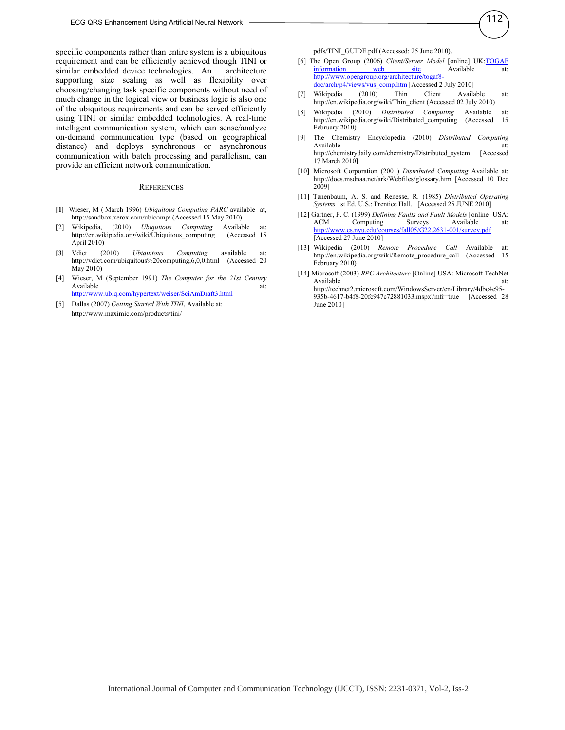specific components rather than entire system is a ubiquitous requirement and can be efficiently achieved though TINI or similar embedded device technologies. An architecture supporting size scaling as well as flexibility over choosing/changing task specific components without need of much change in the logical view or business logic is also one of the ubiquitous requirements and can be served efficiently using TINI or similar embedded technologies. A real-time intelligent communication system, which can sense/analyze on-demand communication type (based on geographical distance) and deploys synchronous or asynchronous communication with batch processing and parallelism, can provide an efficient network communication.

## REFERENCES

**[1]** Wieser, M ( March 1996) *Ubiquitous Computing PARC* available at, http://sandbox.xerox.com/ubicomp/ (Accessed 15 May 2010)

[2] Wikipedia, (2010) *Ubiquitous Computing* Available at: http://en.wikipedia.org/wiki/Ubiquitous_computing (Accessed 15 April 2010)

**[3]** Vdict (2010) *Ubiquitous Computing* available at: http://vdict.com/ubiquitous%20computing,6,0,0.html (Accessed 20 May 2010)

[4] Wieser, M (September 1991) *The Computer for the 21st Century* Available at: http://www.ubiq.com/hypertext/weiser/SciAmDraft3.html

[5] Dallas (2007) *Getting Started With TINI*, Available at: http://www.maximic.com/products/tini/pdfs/TINI_GUIDE.pdf (Accessed: 25 June 2010).

[6] The Open Group (2006) *Client/Server Model* [online] UK:TOGAF information web site Available at: http://www.opengroup.org/architecture/togaf8-doc/arch/p4/views/vus_comp.htm [Accessed 2 July 2010]

[7] Wikipedia (2010) Thin Client Available at: http://en.wikipedia.org/wiki/Thin_client (Accessed 02 July 2010)

[8] Wikipedia (2010) *Distributed Computing* Available at: http://en.wikipedia.org/wiki/Distributed_computing (Accessed 15 February 2010)

[9] The Chemistry Encyclopedia (2010) *Distributed Computing* Available at: http://chemistrydaily.com/chemistry/Distributed_system [Accessed 17 March 2010]

[10] Microsoft Corporation (2001) *Distributed Computing* Available at: http://docs.msdnaa.net/ark/Webfiles/glossary.htm [Accessed 10 Dec 2009]

[11] Tanenbaum, A. S. and Renesse, R. (1985) *Distributed Operating Systems* 1st Ed. U.S.: Prentice Hall. [Accessed 25 JUNE 2010]

[12] Gartner, F. C. (1999) *Defining Faults and Fault Models* [online] USA: ACM Computing Surveys Available at: http://www.cs.nyu.edu/courses/fall05/G22.2631-001/survey.pdf [Accessed 27 June 2010]

[13] Wikipedia (2010) *Remote Procedure Call* Available at: http://en.wikipedia.org/wiki/Remote_procedure_call (Accessed 15 February 2010)

[14] Microsoft (2003) *RPC Architecture* [Online] USA: Microsoft TechNet Available at: http://technet2.microsoft.com/WindowsServer/en/Library/4dbc4c95-935b-4617-b4f8-20fc947c72881033.mspx?mfr=true [Accessed 28 June 2010]